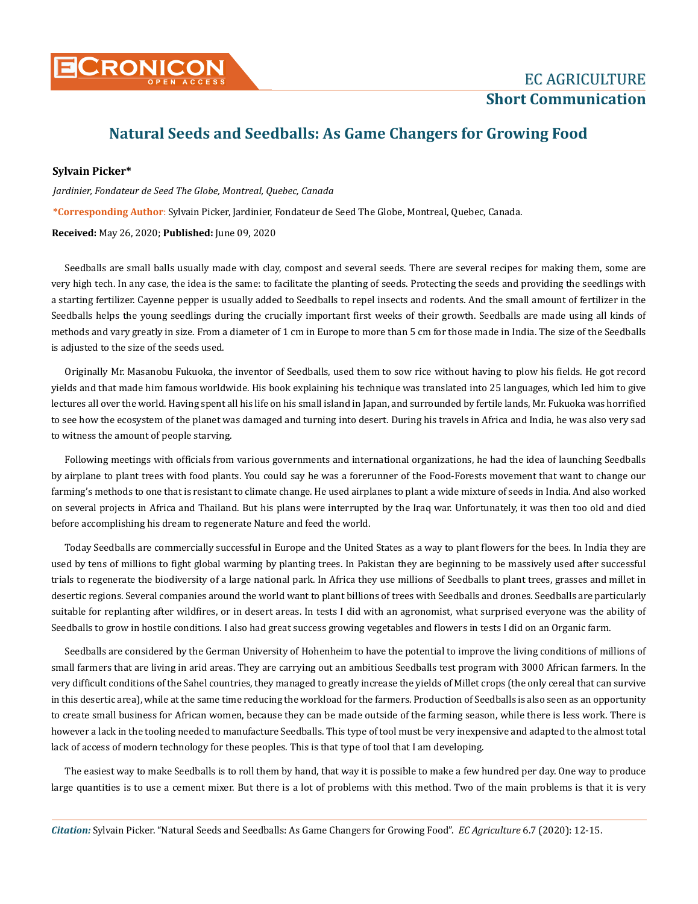# Natural Seeds and Seedballs: As Game Changers for Growing Food

**Sylvain Picker***

*Jardinier, Fondateur de Seed The Globe, Montreal, Quebec, Canada*

***Corresponding Author**: Sylvain Picker, Jardinier, Fondateur de Seed The Globe, Montreal, Quebec, Canada.

**Received:** May 26, 2020; **Published:** June 09, 2020

Seedballs are small balls usually made with clay, compost and several seeds. There are several recipes for making them, some are very high tech. In any case, the idea is the same: to facilitate the planting of seeds. Protecting the seeds and providing the seedlings with a starting fertilizer. Cayenne pepper is usually added to Seedballs to repel insects and rodents. And the small amount of fertilizer in the Seedballs helps the young seedlings during the crucially important first weeks of their growth. Seedballs are made using all kinds of methods and vary greatly in size. From a diameter of 1 cm in Europe to more than 5 cm for those made in India. The size of the Seedballs is adjusted to the size of the seeds used.

Originally Mr. Masanobu Fukuoka, the inventor of Seedballs, used them to sow rice without having to plow his fields. He got record yields and that made him famous worldwide. His book explaining his technique was translated into 25 languages, which led him to give lectures all over the world. Having spent all his life on his small island in Japan, and surrounded by fertile lands, Mr. Fukuoka was horrified to see how the ecosystem of the planet was damaged and turning into desert. During his travels in Africa and India, he was also very sad to witness the amount of people starving.

Following meetings with officials from various governments and international organizations, he had the idea of launching Seedballs by airplane to plant trees with food plants. You could say he was a forerunner of the Food-Forests movement that want to change our farming's methods to one that is resistant to climate change. He used airplanes to plant a wide mixture of seeds in India. And also worked on several projects in Africa and Thailand. But his plans were interrupted by the Iraq war. Unfortunately, it was then too old and died before accomplishing his dream to regenerate Nature and feed the world.

Today Seedballs are commercially successful in Europe and the United States as a way to plant flowers for the bees. In India they are used by tens of millions to fight global warming by planting trees. In Pakistan they are beginning to be massively used after successful trials to regenerate the biodiversity of a large national park. In Africa they use millions of Seedballs to plant trees, grasses and millet in desertic regions. Several companies around the world want to plant billions of trees with Seedballs and drones. Seedballs are particularly suitable for replanting after wildfires, or in desert areas. In tests I did with an agronomist, what surprised everyone was the ability of Seedballs to grow in hostile conditions. I also had great success growing vegetables and flowers in tests I did on an Organic farm.

Seedballs are considered by the German University of Hohenheim to have the potential to improve the living conditions of millions of small farmers that are living in arid areas. They are carrying out an ambitious Seedballs test program with 3000 African farmers. In the very difficult conditions of the Sahel countries, they managed to greatly increase the yields of Millet crops (the only cereal that can survive in this desertic area), while at the same time reducing the workload for the farmers. Production of Seedballs is also seen as an opportunity to create small business for African women, because they can be made outside of the farming season, while there is less work. There is however a lack in the tooling needed to manufacture Seedballs. This type of tool must be very inexpensive and adapted to the almost total lack of access of modern technology for these peoples. This is that type of tool that I am developing.

The easiest way to make Seedballs is to roll them by hand, that way it is possible to make a few hundred per day. One way to produce large quantities is to use a cement mixer. But there is a lot of problems with this method. Two of the main problems is that it is very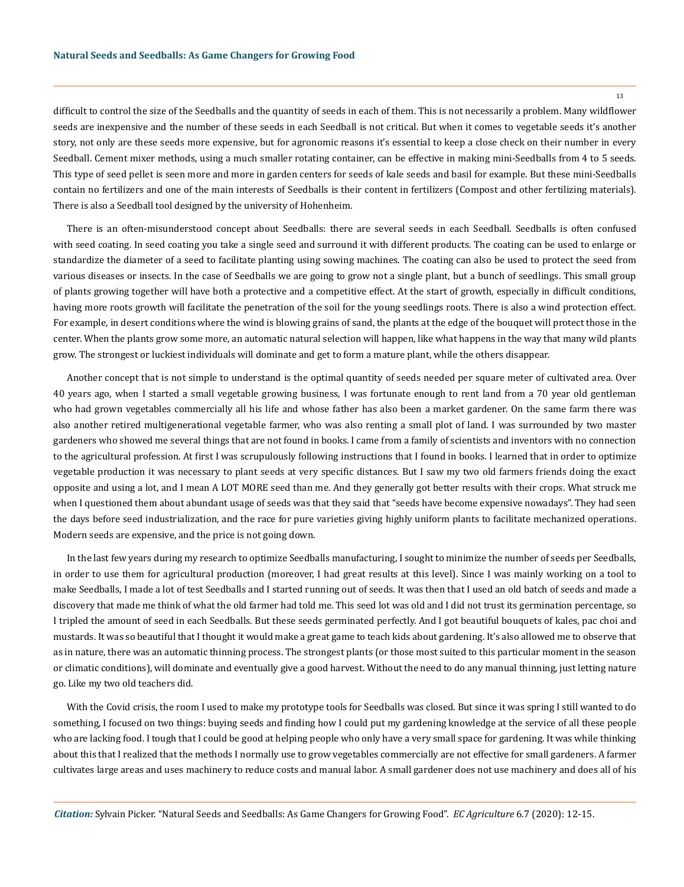difficult to control the size of the Seedballs and the quantity of seeds in each of them. This is not necessarily a problem. Many wildflower seeds are inexpensive and the number of these seeds in each Seedball is not critical. But when it comes to vegetable seeds it's another story, not only are these seeds more expensive, but for agronomic reasons it's essential to keep a close check on their number in every Seedball. Cement mixer methods, using a much smaller rotating container, can be effective in making mini-Seedballs from 4 to 5 seeds. This type of seed pellet is seen more and more in garden centers for seeds of kale seeds and basil for example. But these mini-Seedballs contain no fertilizers and one of the main interests of Seedballs is their content in fertilizers (Compost and other fertilizing materials). There is also a Seedball tool designed by the university of Hohenheim.

There is an often-misunderstood concept about Seedballs: there are several seeds in each Seedball. Seedballs is often confused with seed coating. In seed coating you take a single seed and surround it with different products. The coating can be used to enlarge or standardize the diameter of a seed to facilitate planting using sowing machines. The coating can also be used to protect the seed from various diseases or insects. In the case of Seedballs we are going to grow not a single plant, but a bunch of seedlings. This small group of plants growing together will have both a protective and a competitive effect. At the start of growth, especially in difficult conditions, having more roots growth will facilitate the penetration of the soil for the young seedlings roots. There is also a wind protection effect. For example, in desert conditions where the wind is blowing grains of sand, the plants at the edge of the bouquet will protect those in the center. When the plants grow some more, an automatic natural selection will happen, like what happens in the way that many wild plants grow. The strongest or luckiest individuals will dominate and get to form a mature plant, while the others disappear.

Another concept that is not simple to understand is the optimal quantity of seeds needed per square meter of cultivated area. Over 40 years ago, when I started a small vegetable growing business, I was fortunate enough to rent land from a 70 year old gentleman who had grown vegetables commercially all his life and whose father has also been a market gardener. On the same farm there was also another retired multigenerational vegetable farmer, who was also renting a small plot of land. I was surrounded by two master gardeners who showed me several things that are not found in books. I came from a family of scientists and inventors with no connection to the agricultural profession. At first I was scrupulously following instructions that I found in books. I learned that in order to optimize vegetable production it was necessary to plant seeds at very specific distances. But I saw my two old farmers friends doing the exact opposite and using a lot, and I mean A LOT MORE seed than me. And they generally got better results with their crops. What struck me when I questioned them about abundant usage of seeds was that they said that "seeds have become expensive nowadays". They had seen the days before seed industrialization, and the race for pure varieties giving highly uniform plants to facilitate mechanized operations. Modern seeds are expensive, and the price is not going down.

In the last few years during my research to optimize Seedballs manufacturing, I sought to minimize the number of seeds per Seedballs, in order to use them for agricultural production (moreover, I had great results at this level). Since I was mainly working on a tool to make Seedballs, I made a lot of test Seedballs and I started running out of seeds. It was then that I used an old batch of seeds and made a discovery that made me think of what the old farmer had told me. This seed lot was old and I did not trust its germination percentage, so I tripled the amount of seed in each Seedballs. But these seeds germinated perfectly. And I got beautiful bouquets of kales, pac choi and mustards. It was so beautiful that I thought it would make a great game to teach kids about gardening. It's also allowed me to observe that as in nature, there was an automatic thinning process. The strongest plants (or those most suited to this particular moment in the season or climatic conditions), will dominate and eventually give a good harvest. Without the need to do any manual thinning, just letting nature go. Like my two old teachers did.

With the Covid crisis, the room I used to make my prototype tools for Seedballs was closed. But since it was spring I still wanted to do something, I focused on two things: buying seeds and finding how I could put my gardening knowledge at the service of all these people who are lacking food. I tough that I could be good at helping people who only have a very small space for gardening. It was while thinking about this that I realized that the methods I normally use to grow vegetables commercially are not effective for small gardeners. A farmer cultivates large areas and uses machinery to reduce costs and manual labor. A small gardener does not use machinery and does all of his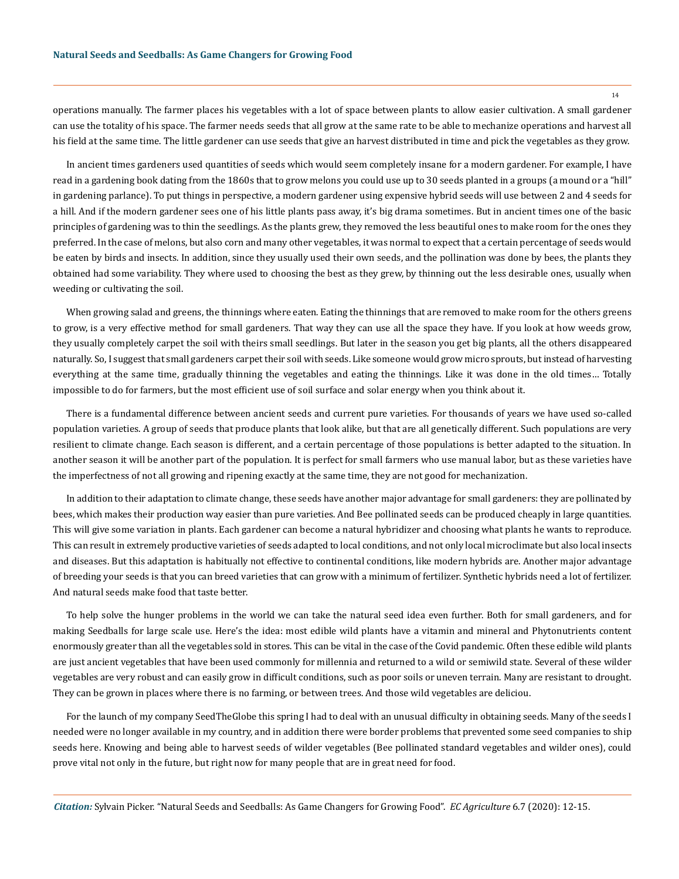operations manually. The farmer places his vegetables with a lot of space between plants to allow easier cultivation. A small gardener can use the totality of his space. The farmer needs seeds that all grow at the same rate to be able to mechanize operations and harvest all his field at the same time. The little gardener can use seeds that give an harvest distributed in time and pick the vegetables as they grow.

In ancient times gardeners used quantities of seeds which would seem completely insane for a modern gardener. For example, I have read in a gardening book dating from the 1860s that to grow melons you could use up to 30 seeds planted in a groups (a mound or a "hill" in gardening parlance). To put things in perspective, a modern gardener using expensive hybrid seeds will use between 2 and 4 seeds for a hill. And if the modern gardener sees one of his little plants pass away, it's big drama sometimes. But in ancient times one of the basic principles of gardening was to thin the seedlings. As the plants grew, they removed the less beautiful ones to make room for the ones they preferred. In the case of melons, but also corn and many other vegetables, it was normal to expect that a certain percentage of seeds would be eaten by birds and insects. In addition, since they usually used their own seeds, and the pollination was done by bees, the plants they obtained had some variability. They where used to choosing the best as they grew, by thinning out the less desirable ones, usually when weeding or cultivating the soil.

When growing salad and greens, the thinnings where eaten. Eating the thinnings that are removed to make room for the others greens to grow, is a very effective method for small gardeners. That way they can use all the space they have. If you look at how weeds grow, they usually completely carpet the soil with theirs small seedlings. But later in the season you get big plants, all the others disappeared naturally. So, I suggest that small gardeners carpet their soil with seeds. Like someone would grow micro sprouts, but instead of harvesting everything at the same time, gradually thinning the vegetables and eating the thinnings. Like it was done in the old times… Totally impossible to do for farmers, but the most efficient use of soil surface and solar energy when you think about it.

There is a fundamental difference between ancient seeds and current pure varieties. For thousands of years we have used so-called population varieties. A group of seeds that produce plants that look alike, but that are all genetically different. Such populations are very resilient to climate change. Each season is different, and a certain percentage of those populations is better adapted to the situation. In another season it will be another part of the population. It is perfect for small farmers who use manual labor, but as these varieties have the imperfectness of not all growing and ripening exactly at the same time, they are not good for mechanization.

In addition to their adaptation to climate change, these seeds have another major advantage for small gardeners: they are pollinated by bees, which makes their production way easier than pure varieties. And Bee pollinated seeds can be produced cheaply in large quantities. This will give some variation in plants. Each gardener can become a natural hybridizer and choosing what plants he wants to reproduce. This can result in extremely productive varieties of seeds adapted to local conditions, and not only local microclimate but also local insects and diseases. But this adaptation is habitually not effective to continental conditions, like modern hybrids are. Another major advantage of breeding your seeds is that you can breed varieties that can grow with a minimum of fertilizer. Synthetic hybrids need a lot of fertilizer. And natural seeds make food that taste better.

To help solve the hunger problems in the world we can take the natural seed idea even further. Both for small gardeners, and for making Seedballs for large scale use. Here's the idea: most edible wild plants have a vitamin and mineral and Phytonutrients content enormously greater than all the vegetables sold in stores. This can be vital in the case of the Covid pandemic. Often these edible wild plants are just ancient vegetables that have been used commonly for millennia and returned to a wild or semiwild state. Several of these wilder vegetables are very robust and can easily grow in difficult conditions, such as poor soils or uneven terrain. Many are resistant to drought. They can be grown in places where there is no farming, or between trees. And those wild vegetables are deliciou.

For the launch of my company SeedTheGlobe this spring I had to deal with an unusual difficulty in obtaining seeds. Many of the seeds I needed were no longer available in my country, and in addition there were border problems that prevented some seed companies to ship seeds here. Knowing and being able to harvest seeds of wilder vegetables (Bee pollinated standard vegetables and wilder ones), could prove vital not only in the future, but right now for many people that are in great need for food.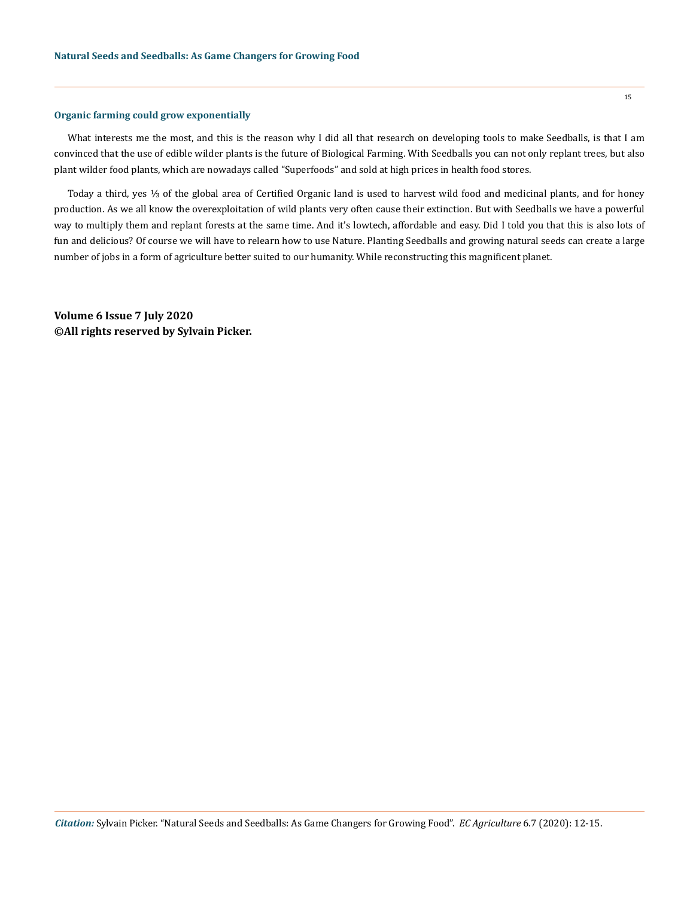### Organic farming could grow exponentially

What interests me the most, and this is the reason why I did all that research on developing tools to make Seedballs, is that I am convinced that the use of edible wilder plants is the future of Biological Farming. With Seedballs you can not only replant trees, but also plant wilder food plants, which are nowadays called "Superfoods" and sold at high prices in health food stores.

Today a third, yes ⅓ of the global area of Certified Organic land is used to harvest wild food and medicinal plants, and for honey production. As we all know the overexploitation of wild plants very often cause their extinction. But with Seedballs we have a powerful way to multiply them and replant forests at the same time. And it's lowtech, affordable and easy. Did I told you that this is also lots of fun and delicious? Of course we will have to relearn how to use Nature. Planting Seedballs and growing natural seeds can create a large number of jobs in a form of agriculture better suited to our humanity. While reconstructing this magnificent planet.

**Volume 6 Issue 7 July 2020**
**©All rights reserved by Sylvain Picker.**